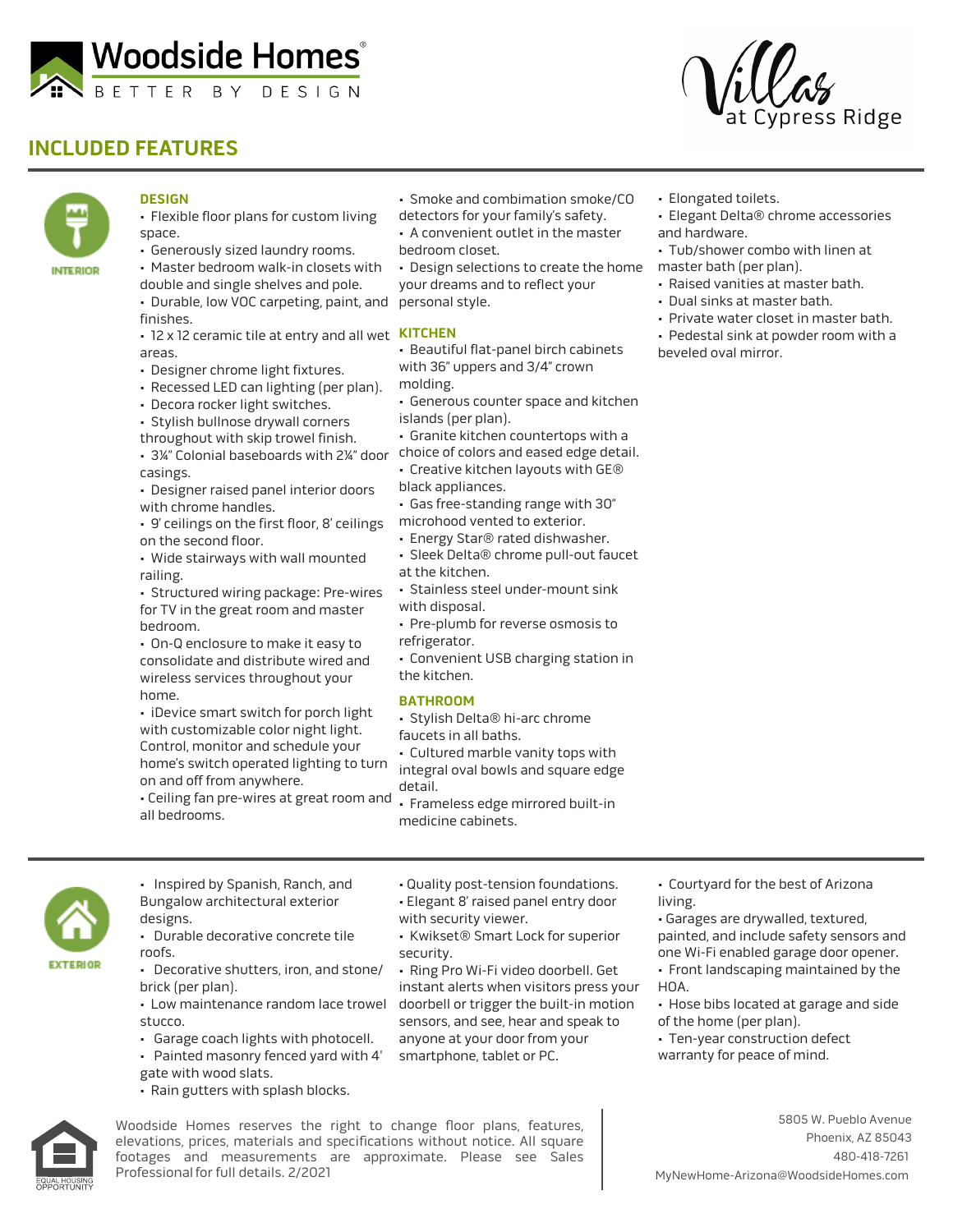Woodside Homes®
BETTER BY DESIGN

Villas at Cypress Ridge

# INCLUDED FEATURES

## INTERIOR

### DESIGN

- Flexible floor plans for custom living space.
- Generously sized laundry rooms.
- Master bedroom walk-in closets with double and single shelves and pole.
- Durable, low VOC carpeting, paint, and finishes.
- 12 x 12 ceramic tile at entry and all wet areas.
- Designer chrome light fixtures.
- Recessed LED can lighting (per plan).
- Decora rocker light switches.
- Stylish bullnose drywall corners throughout with skip trowel finish.
- 3¼" Colonial baseboards with 2¼" door casings.
- Designer raised panel interior doors with chrome handles.
- 9' ceilings on the first floor, 8' ceilings on the second floor.
- Wide stairways with wall mounted railing.
- Structured wiring package: Pre-wires for TV in the great room and master bedroom.
- On-Q enclosure to make it easy to consolidate and distribute wired and wireless services throughout your home.
- iDevice smart switch for porch light with customizable color night light. Control, monitor and schedule your home's switch operated lighting to turn on and off from anywhere.
- Ceiling fan pre-wires at great room and all bedrooms.
- Smoke and combination smoke/CO detectors for your family's safety.
- A convenient outlet in the master bedroom closet.
- Design selections to create the home your dreams and to reflect your personal style.

### KITCHEN

- Beautiful flat-panel birch cabinets with 36" uppers and 3/4" crown molding.
- Generous counter space and kitchen islands (per plan).
- Granite kitchen countertops with a choice of colors and eased edge detail.
- Creative kitchen layouts with GE® black appliances.
- Gas free-standing range with 30" microhood vented to exterior.
- Energy Star® rated dishwasher.
- Sleek Delta® chrome pull-out faucet at the kitchen.
- Stainless steel under-mount sink with disposal.
- Pre-plumb for reverse osmosis to refrigerator.
- Convenient USB charging station in the kitchen.

### BATHROOM

- Stylish Delta® hi-arc chrome faucets in all baths.
- Cultured marble vanity tops with integral oval bowls and square edge detail.
- Frameless edge mirrored built-in medicine cabinets.
- Elongated toilets.
- Elegant Delta® chrome accessories and hardware.
- Tub/shower combo with linen at master bath (per plan).
- Raised vanities at master bath.
- Dual sinks at master bath.
- Private water closet in master bath.
- Pedestal sink at powder room with a beveled oval mirror.

## EXTERIOR

- Inspired by Spanish, Ranch, and Bungalow architectural exterior designs.
- Durable decorative concrete tile roofs.
- Decorative shutters, iron, and stone/brick (per plan).
- Low maintenance random lace trowel stucco.
- Garage coach lights with photocell.
- Painted masonry fenced yard with 4' gate with wood slats.
- Rain gutters with splash blocks.
- Quality post-tension foundations.
- Elegant 8' raised panel entry door with security viewer.
- Kwikset® Smart Lock for superior security.
- Ring Pro Wi-Fi video doorbell. Get instant alerts when visitors press your doorbell or trigger the built-in motion sensors, and see, hear and speak to anyone at your door from your smartphone, tablet or PC.
- Courtyard for the best of Arizona living.
- Garages are drywalled, textured, painted, and include safety sensors and one Wi-Fi enabled garage door opener.
- Front landscaping maintained by the HOA.
- Hose bibs located at garage and side of the home (per plan).
- Ten-year construction defect warranty for peace of mind.

EQUAL HOUSING OPPORTUNITY

Woodside Homes reserves the right to change floor plans, features, elevations, prices, materials and specifications without notice. All square footages and measurements are approximate. Please see Sales Professional for full details. 2/2021

5805 W. Pueblo Avenue
Phoenix, AZ 85043
480-418-7261
MyNewHome-Arizona@WoodsideHomes.com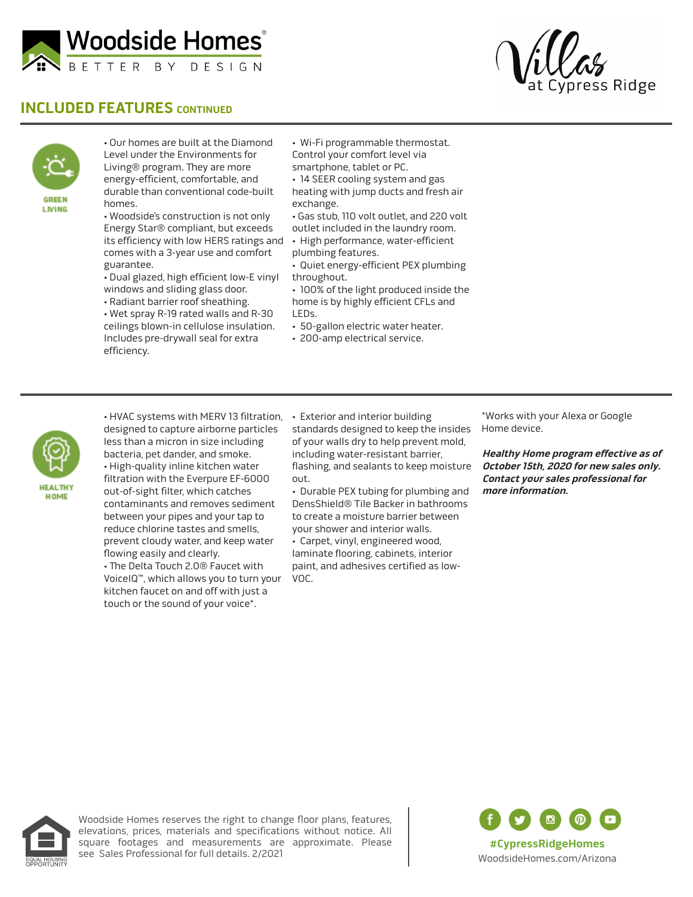# INCLUDED FEATURES CONTINUED

## GREEN LIVING

- Our homes are built at the Diamond Level under the Environments for Living® program. They are more energy-efficient, comfortable, and durable than conventional code-built homes.
- Woodside's construction is not only Energy Star® compliant, but exceeds its efficiency with low HERS ratings and comes with a 3-year use and comfort guarantee.
- Dual glazed, high efficient low-E vinyl windows and sliding glass door.
- Radiant barrier roof sheathing.
- Wet spray R-19 rated walls and R-30 ceilings blown-in cellulose insulation. Includes pre-drywall seal for extra efficiency.
- Wi-Fi programmable thermostat. Control your comfort level via smartphone, tablet or PC.
- 14 SEER cooling system and gas heating with jump ducts and fresh air exchange.
- Gas stub, 110 volt outlet, and 220 volt outlet included in the laundry room.
- High performance, water-efficient plumbing features.
- Quiet energy-efficient PEX plumbing throughout.
- 100% of the light produced inside the home is by highly efficient CFLs and LEDs.
- 50-gallon electric water heater.
- 200-amp electrical service.

## HEALTHY HOME

- HVAC systems with MERV 13 filtration, designed to capture airborne particles less than a micron in size including bacteria, pet dander, and smoke.
- High-quality inline kitchen water filtration with the Everpure EF-6000 out-of-sight filter, which catches contaminants and removes sediment between your pipes and your tap to reduce chlorine tastes and smells, prevent cloudy water, and keep water flowing easily and clearly.
- The Delta Touch 2.0® Faucet with VoiceIQ™, which allows you to turn your kitchen faucet on and off with just a touch or the sound of your voice*.
- Exterior and interior building standards designed to keep the insides of your walls dry to help prevent mold, including water-resistant barrier, flashing, and sealants to keep moisture out.
- Durable PEX tubing for plumbing and DensShield® Tile Backer in bathrooms to create a moisture barrier between your shower and interior walls.
- Carpet, vinyl, engineered wood, laminate flooring, cabinets, interior paint, and adhesives certified as low-VOC.

*Works with your Alexa or Google Home device.

***Healthy Home program effective as of October 15th, 2020 for new sales only. Contact your sales professional for more information.***

Woodside Homes reserves the right to change floor plans, features, elevations, prices, materials and specifications without notice. All square footages and measurements are approximate. Please see Sales Professional for full details. 2/2021

#CypressRidgeHomes
WoodsideHomes.com/Arizona